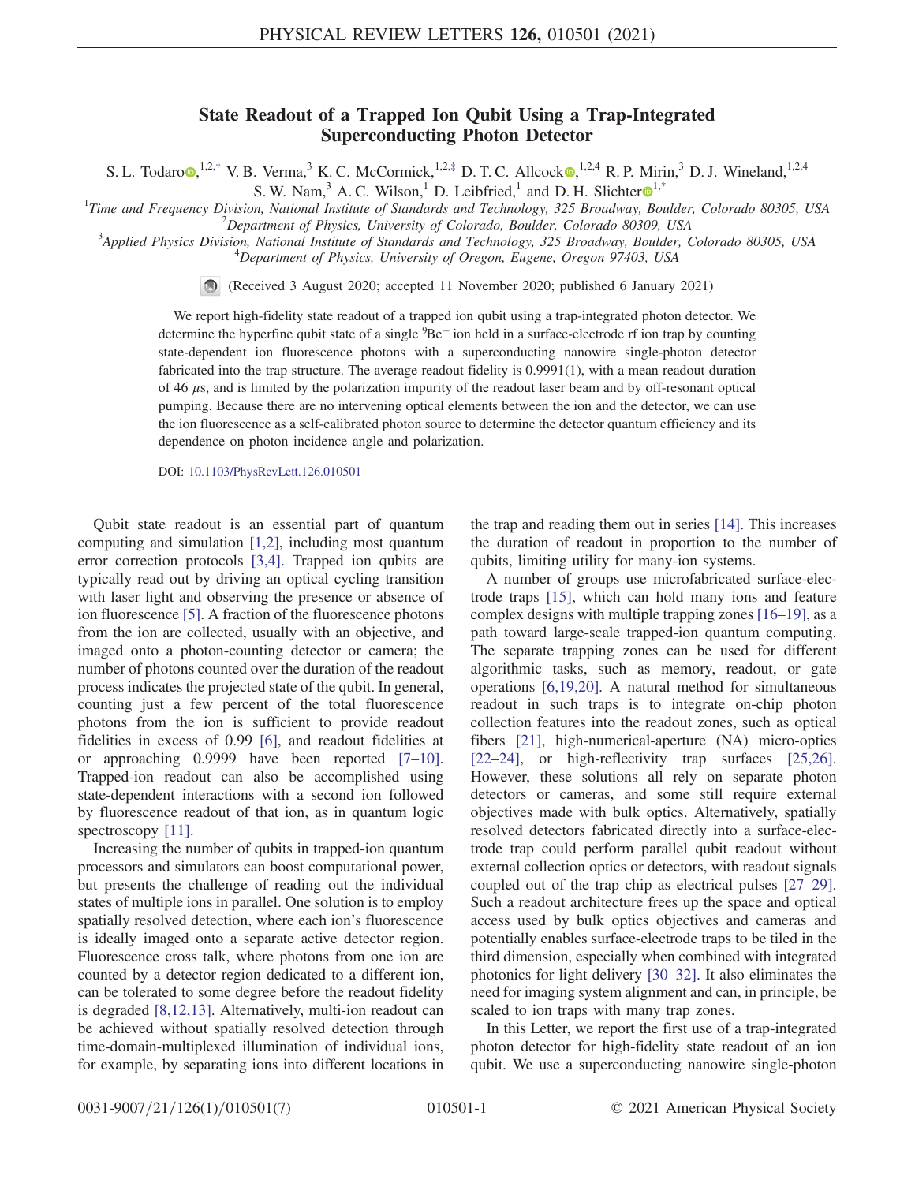# State Readout of a Trapped Ion Qubit Using a Trap-Integrated Superconducting Photon Detector

S. L. Todaro,[1,2,†] V. B. Verma,[3] K. C. McCormick,[1,2,‡] D. T. C. Allcock,[1,2,4] R. P. Mirin,[3] D. J. Wineland,[1,2,4] S. W. Nam,[3] A. C. Wilson,[1] D. Leibfried,[1] and D. H. Slichter[1,*]

[1]Time and Frequency Division, National Institute of Standards and Technology, 325 Broadway, Boulder, Colorado 80305, USA
[2]Department of Physics, University of Colorado, Boulder, Colorado 80309, USA
[3]Applied Physics Division, National Institute of Standards and Technology, 325 Broadway, Boulder, Colorado 80305, USA
[4]Department of Physics, University of Oregon, Eugene, Oregon 97403, USA

(Received 3 August 2020; accepted 11 November 2020; published 6 January 2021)

We report high-fidelity state readout of a trapped ion qubit using a trap-integrated photon detector. We determine the hyperfine qubit state of a single $^9\mathrm{Be}^+$ ion held in a surface-electrode rf ion trap by counting state-dependent ion fluorescence photons with a superconducting nanowire single-photon detector fabricated into the trap structure. The average readout fidelity is 0.9991(1), with a mean readout duration of 46 $\mu$s, and is limited by the polarization impurity of the readout laser beam and by off-resonant optical pumping. Because there are no intervening optical elements between the ion and the detector, we can use the ion fluorescence as a self-calibrated photon source to determine the detector quantum efficiency and its dependence on photon incidence angle and polarization.

DOI: 10.1103/PhysRevLett.126.010501

Qubit state readout is an essential part of quantum computing and simulation [1,2], including most quantum error correction protocols [3,4]. Trapped ion qubits are typically read out by driving an optical cycling transition with laser light and observing the presence or absence of ion fluorescence [5]. A fraction of the fluorescence photons from the ion are collected, usually with an objective, and imaged onto a photon-counting detector or camera; the number of photons counted over the duration of the readout process indicates the projected state of the qubit. In general, counting just a few percent of the total fluorescence photons from the ion is sufficient to provide readout fidelities in excess of 0.99 [6], and readout fidelities at or approaching 0.9999 have been reported [7–10]. Trapped-ion readout can also be accomplished using state-dependent interactions with a second ion followed by fluorescence readout of that ion, as in quantum logic spectroscopy [11].

Increasing the number of qubits in trapped-ion quantum processors and simulators can boost computational power, but presents the challenge of reading out the individual states of multiple ions in parallel. One solution is to employ spatially resolved detection, where each ion's fluorescence is ideally imaged onto a separate active detector region. Fluorescence cross talk, where photons from one ion are counted by a detector region dedicated to a different ion, can be tolerated to some degree before the readout fidelity is degraded [8,12,13]. Alternatively, multi-ion readout can be achieved without spatially resolved detection through time-domain-multiplexed illumination of individual ions, for example, by separating ions into different locations in the trap and reading them out in series [14]. This increases the duration of readout in proportion to the number of qubits, limiting utility for many-ion systems.

A number of groups use microfabricated surface-electrode traps [15], which can hold many ions and feature complex designs with multiple trapping zones [16–19], as a path toward large-scale trapped-ion quantum computing. The separate trapping zones can be used for different algorithmic tasks, such as memory, readout, or gate operations [6,19,20]. A natural method for simultaneous readout in such traps is to integrate on-chip photon collection features into the readout zones, such as optical fibers [21], high-numerical-aperture (NA) micro-optics [22–24], or high-reflectivity trap surfaces [25,26]. However, these solutions all rely on separate photon detectors or cameras, and some still require external objectives made with bulk optics. Alternatively, spatially resolved detectors fabricated directly into a surface-electrode trap could perform parallel qubit readout without external collection optics or detectors, with readout signals coupled out of the trap chip as electrical pulses [27–29]. Such a readout architecture frees up the space and optical access used by bulk optics objectives and cameras and potentially enables surface-electrode traps to be tiled in the third dimension, especially when combined with integrated photonics for light delivery [30–32]. It also eliminates the need for imaging system alignment and can, in principle, be scaled to ion traps with many trap zones.

In this Letter, we report the first use of a trap-integrated photon detector for high-fidelity state readout of an ion qubit. We use a superconducting nanowire single-photon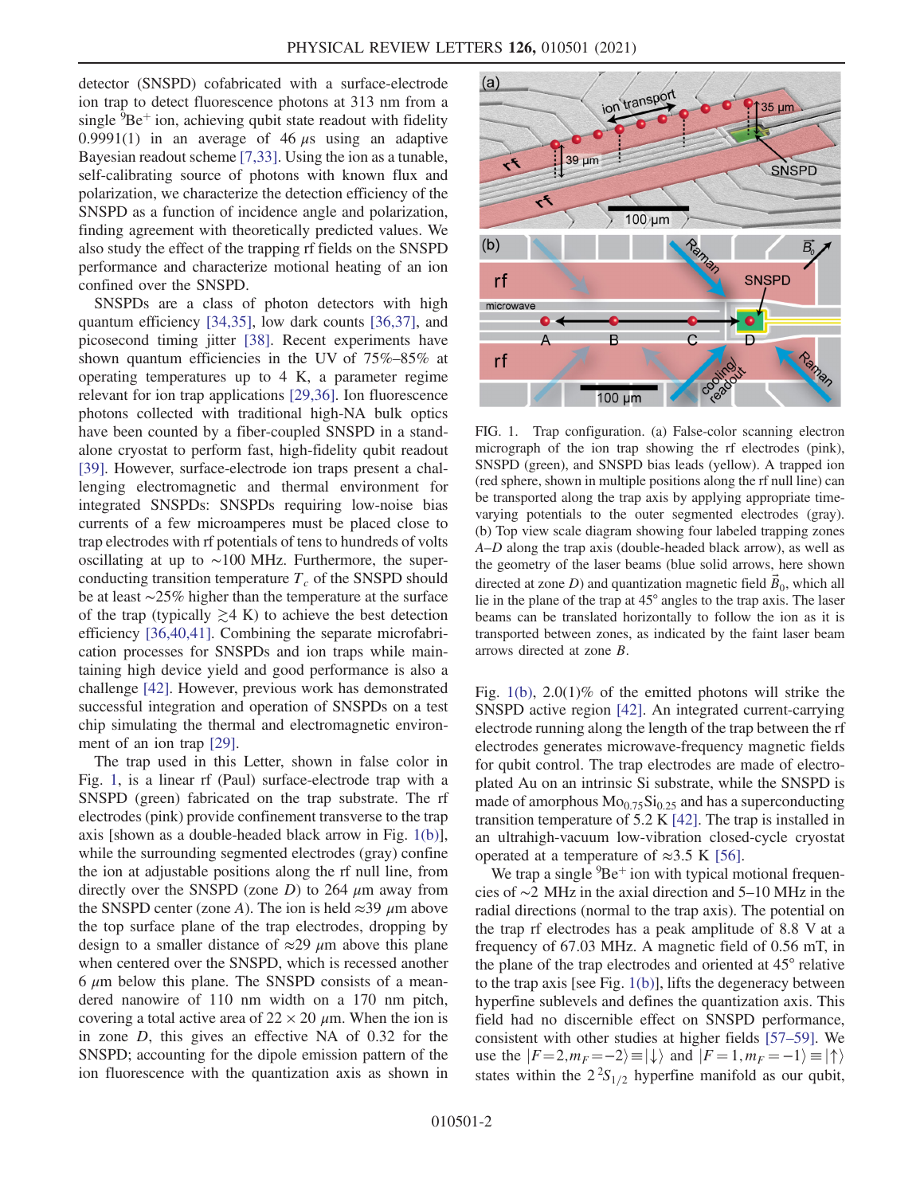detector (SNSPD) cofabricated with a surface-electrode ion trap to detect fluorescence photons at 313 nm from a single $^9Be^+$ ion, achieving qubit state readout with fidelity 0.9991(1) in an average of 46 $\mu$s using an adaptive Bayesian readout scheme [7,33]. Using the ion as a tunable, self-calibrating source of photons with known flux and polarization, we characterize the detection efficiency of the SNSPD as a function of incidence angle and polarization, finding agreement with theoretically predicted values. We also study the effect of the trapping rf fields on the SNSPD performance and characterize motional heating of an ion confined over the SNSPD.

SNSPDs are a class of photon detectors with high quantum efficiency [34,35], low dark counts [36,37], and picosecond timing jitter [38]. Recent experiments have shown quantum efficiencies in the UV of 75%–85% at operating temperatures up to 4 K, a parameter regime relevant for ion trap applications [29,36]. Ion fluorescence photons collected with traditional high-NA bulk optics have been counted by a fiber-coupled SNSPD in a standalone cryostat to perform fast, high-fidelity qubit readout [39]. However, surface-electrode ion traps present a challenging electromagnetic and thermal environment for integrated SNSPDs: SNSPDs requiring low-noise bias currents of a few microamperes must be placed close to trap electrodes with rf potentials of tens to hundreds of volts oscillating at up to ~100 MHz. Furthermore, the superconducting transition temperature $T_c$ of the SNSPD should be at least ~25% higher than the temperature at the surface of the trap (typically $\gtrsim 4$ K) to achieve the best detection efficiency [36,40,41]. Combining the separate microfabrication processes for SNSPDs and ion traps while maintaining high device yield and good performance is also a challenge [42]. However, previous work has demonstrated successful integration and operation of SNSPDs on a test chip simulating the thermal and electromagnetic environment of an ion trap [29].

The trap used in this Letter, shown in false color in Fig. 1, is a linear rf (Paul) surface-electrode trap with a SNSPD (green) fabricated on the trap substrate. The rf electrodes (pink) provide confinement transverse to the trap axis [shown as a double-headed black arrow in Fig. 1(b)], while the surrounding segmented electrodes (gray) confine the ion at adjustable positions along the rf null line, from directly over the SNSPD (zone $D$) to 264 $\mu$m away from the SNSPD center (zone $A$). The ion is held ≈39 $\mu$m above the top surface plane of the trap electrodes, dropping by design to a smaller distance of ≈29 $\mu$m above this plane when centered over the SNSPD, which is recessed another 6 $\mu$m below this plane. The SNSPD consists of a meandered nanowire of 110 nm width on a 170 nm pitch, covering a total active area of $22 \times 20$ $\mu$m. When the ion is in zone $D$, this gives an effective NA of 0.32 for the SNSPD; accounting for the dipole emission pattern of the ion fluorescence with the quantization axis as shown in Fig. 1(b), 2.0(1)% of the emitted photons will strike the SNSPD active region [42]. An integrated current-carrying electrode running along the length of the trap between the rf electrodes generates microwave-frequency magnetic fields for qubit control. The trap electrodes are made of electroplated Au on an intrinsic Si substrate, while the SNSPD is made of amorphous $Mo_{0.75}Si_{0.25}$ and has a superconducting transition temperature of 5.2 K [42]. The trap is installed in an ultrahigh-vacuum low-vibration closed-cycle cryostat operated at a temperature of ≈3.5 K [56].

FIG. 1. Trap configuration. (a) False-color scanning electron micrograph of the ion trap showing the rf electrodes (pink), SNSPD (green), and SNSPD bias leads (yellow). A trapped ion (red sphere, shown in multiple positions along the rf null line) can be transported along the trap axis by applying appropriate time-varying potentials to the outer segmented electrodes (gray). (b) Top view scale diagram showing four labeled trapping zones $A$–$D$ along the trap axis (double-headed black arrow), as well as the geometry of the laser beams (blue solid arrows, here shown directed at zone $D$) and quantization magnetic field $\vec{B}_0$, which all lie in the plane of the trap at 45° angles to the trap axis. The laser beams can be translated horizontally to follow the ion as it is transported between zones, as indicated by the faint laser beam arrows directed at zone $B$.

We trap a single $^9Be^+$ ion with typical motional frequencies of ~2 MHz in the axial direction and 5–10 MHz in the radial directions (normal to the trap axis). The potential on the trap rf electrodes has a peak amplitude of 8.8 V at a frequency of 67.03 MHz. A magnetic field of 0.56 mT, in the plane of the trap electrodes and oriented at 45° relative to the trap axis [see Fig. 1(b)], lifts the degeneracy between hyperfine sublevels and defines the quantization axis. This field had no discernible effect on SNSPD performance, consistent with other studies at higher fields [57–59]. We use the $|F=2, m_F=-2\rangle \equiv |\downarrow\rangle$ and $|F=1, m_F=-1\rangle \equiv |\uparrow\rangle$ states within the $2\,^2S_{1/2}$ hyperfine manifold as our qubit,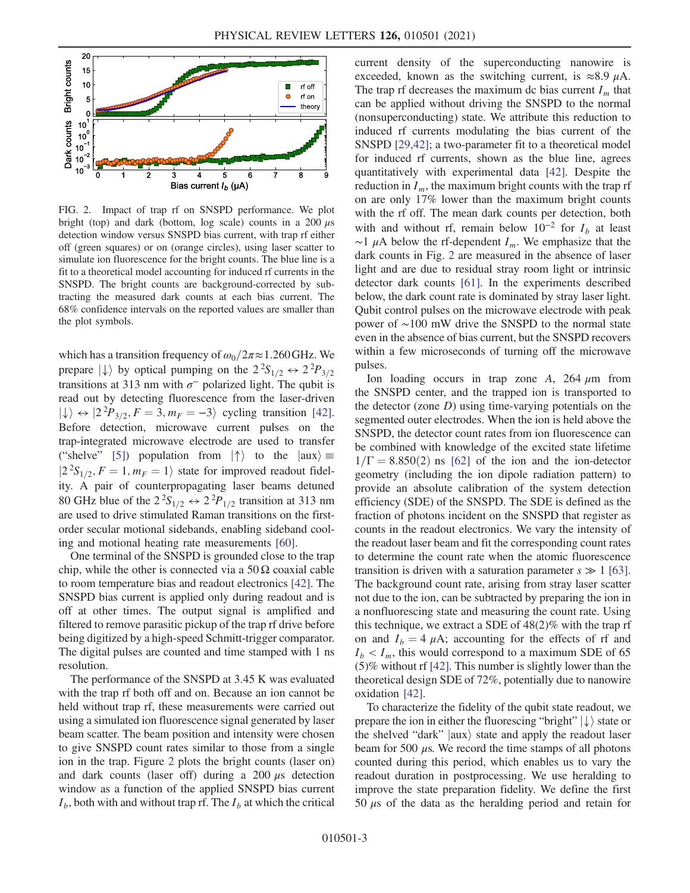FIG. 2. Impact of trap rf on SNSPD performance. We plot bright (top) and dark (bottom, log scale) counts in a 200 $\mu$s detection window versus SNSPD bias current, with trap rf either off (green squares) or on (orange circles), using laser scatter to simulate ion fluorescence for the bright counts. The blue line is a fit to a theoretical model accounting for induced rf currents in the SNSPD. The bright counts are background-corrected by subtracting the measured dark counts at each bias current. The 68% confidence intervals on the reported values are smaller than the plot symbols.

which has a transition frequency of $\omega_0/2\pi \approx 1.260$ GHz. We prepare $|\downarrow\rangle$ by optical pumping on the $2\,^2S_{1/2} \leftrightarrow 2\,^2P_{3/2}$ transitions at 313 nm with $\sigma^-$ polarized light. The qubit is read out by detecting fluorescence from the laser-driven $|\downarrow\rangle \leftrightarrow |2\,^2P_{3/2}, F=3, m_F=-3\rangle$ cycling transition [42]. Before detection, microwave current pulses on the trap-integrated microwave electrode are used to transfer ("shelve" [5]) population from $|\uparrow\rangle$ to the $|\mathrm{aux}\rangle \equiv |2\,^2S_{1/2}, F=1, m_F=1\rangle$ state for improved readout fidelity. A pair of counterpropagating laser beams detuned 80 GHz blue of the $2\,^2S_{1/2} \leftrightarrow 2\,^2P_{1/2}$ transition at 313 nm are used to drive stimulated Raman transitions on the first-order secular motional sidebands, enabling sideband cooling and motional heating rate measurements [60].

One terminal of the SNSPD is grounded close to the trap chip, while the other is connected via a 50 $\Omega$ coaxial cable to room temperature bias and readout electronics [42]. The SNSPD bias current is applied only during readout and is off at other times. The output signal is amplified and filtered to remove parasitic pickup of the trap rf drive before being digitized by a high-speed Schmitt-trigger comparator. The digital pulses are counted and time stamped with 1 ns resolution.

The performance of the SNSPD at 3.45 K was evaluated with the trap rf both off and on. Because an ion cannot be held without trap rf, these measurements were carried out using a simulated ion fluorescence signal generated by laser beam scatter. The beam position and intensity were chosen to give SNSPD count rates similar to those from a single ion in the trap. Figure 2 plots the bright counts (laser on) and dark counts (laser off) during a 200 $\mu$s detection window as a function of the applied SNSPD bias current $I_b$, both with and without trap rf. The $I_b$ at which the critical current density of the superconducting nanowire is exceeded, known as the switching current, is $\approx 8.9$ $\mu$A. The trap rf decreases the maximum dc bias current $I_m$ that can be applied without driving the SNSPD to the normal (nonsuperconducting) state. We attribute this reduction to induced rf currents modulating the bias current of the SNSPD [29,42]; a two-parameter fit to a theoretical model for induced rf currents, shown as the blue line, agrees quantitatively with experimental data [42]. Despite the reduction in $I_m$, the maximum bright counts with the trap rf on are only 17% lower than the maximum bright counts with the rf off. The mean dark counts per detection, both with and without rf, remain below $10^{-2}$ for $I_b$ at least $\sim 1$ $\mu$A below the rf-dependent $I_m$. We emphasize that the dark counts in Fig. 2 are measured in the absence of laser light and are due to residual stray room light or intrinsic detector dark counts [61]. In the experiments described below, the dark count rate is dominated by stray laser light. Qubit control pulses on the microwave electrode with peak power of $\sim 100$ mW drive the SNSPD to the normal state even in the absence of bias current, but the SNSPD recovers within a few microseconds of turning off the microwave pulses.

Ion loading occurs in trap zone $A$, 264 $\mu$m from the SNSPD center, and the trapped ion is transported to the detector (zone $D$) using time-varying potentials on the segmented outer electrodes. When the ion is held above the SNSPD, the detector count rates from ion fluorescence can be combined with knowledge of the excited state lifetime $1/\Gamma = 8.850(2)$ ns [62] of the ion and the ion-detector geometry (including the ion dipole radiation pattern) to provide an absolute calibration of the system detection efficiency (SDE) of the SNSPD. The SDE is defined as the fraction of photons incident on the SNSPD that register as counts in the readout electronics. We vary the intensity of the readout laser beam and fit the corresponding count rates to determine the count rate when the atomic fluorescence transition is driven with a saturation parameter $s \gg 1$ [63]. The background count rate, arising from stray laser scatter not due to the ion, can be subtracted by preparing the ion in a nonfluorescing state and measuring the count rate. Using this technique, we extract a SDE of 48(2)% with the trap rf on and $I_b = 4$ $\mu$A; accounting for the effects of rf and $I_b < I_m$, this would correspond to a maximum SDE of 65(5)% without rf [42]. This number is slightly lower than the theoretical design SDE of 72%, potentially due to nanowire oxidation [42].

To characterize the fidelity of the qubit state readout, we prepare the ion in either the fluorescing "bright" $|\downarrow\rangle$ state or the shelved "dark" $|\mathrm{aux}\rangle$ state and apply the readout laser beam for 500 $\mu$s. We record the time stamps of all photons counted during this period, which enables us to vary the readout duration in postprocessing. We use heralding to improve the state preparation fidelity. We define the first 50 $\mu$s of the data as the heralding period and retain for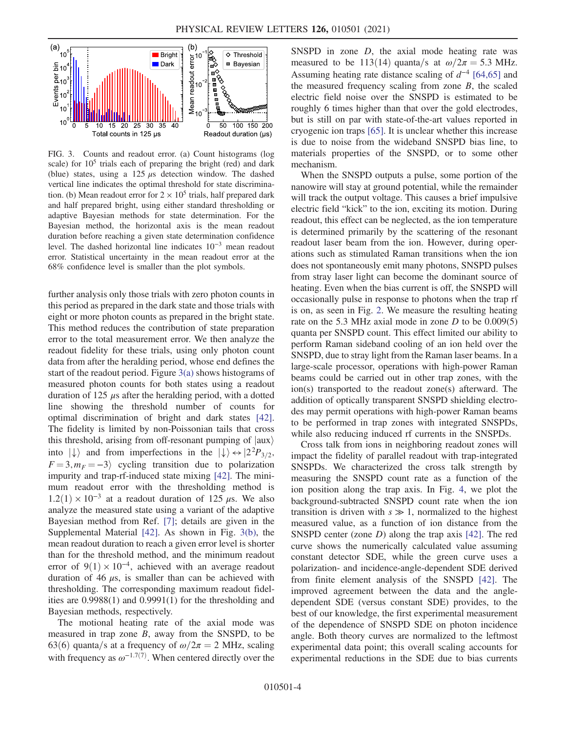FIG. 3. Counts and readout error. (a) Count histograms (log scale) for $10^5$ trials each of preparing the bright (red) and dark (blue) states, using a 125 $\mu$s detection window. The dashed vertical line indicates the optimal threshold for state discrimination. (b) Mean readout error for $2 \times 10^5$ trials, half prepared dark and half prepared bright, using either standard thresholding or adaptive Bayesian methods for state determination. For the Bayesian method, the horizontal axis is the mean readout duration before reaching a given state determination confidence level. The dashed horizontal line indicates $10^{-3}$ mean readout error. Statistical uncertainty in the mean readout error at the 68% confidence level is smaller than the plot symbols.

further analysis only those trials with zero photon counts in this period as prepared in the dark state and those trials with eight or more photon counts as prepared in the bright state. This method reduces the contribution of state preparation error to the total measurement error. We then analyze the readout fidelity for these trials, using only photon count data from after the heralding period, whose end defines the start of the readout period. Figure 3(a) shows histograms of measured photon counts for both states using a readout duration of 125 $\mu$s after the heralding period, with a dotted line showing the threshold number of counts for optimal discrimination of bright and dark states [42]. The fidelity is limited by non-Poissonian tails that cross this threshold, arising from off-resonant pumping of $|\text{aux}\rangle$ into $|\downarrow\rangle$ and from imperfections in the $|\downarrow\rangle \leftrightarrow |2^2P_{3/2}, F = 3, m_F = -3\rangle$ cycling transition due to polarization impurity and trap-rf-induced state mixing [42]. The minimum readout error with the thresholding method is $1.2(1) \times 10^{-3}$ at a readout duration of 125 $\mu$s. We also analyze the measured state using a variant of the adaptive Bayesian method from Ref. [7]; details are given in the Supplemental Material [42]. As shown in Fig. 3(b), the mean readout duration to reach a given error level is shorter than for the threshold method, and the minimum readout error of $9(1) \times 10^{-4}$, achieved with an average readout duration of 46 $\mu$s, is smaller than can be achieved with thresholding. The corresponding maximum readout fidelities are 0.9988(1) and 0.9991(1) for the thresholding and Bayesian methods, respectively.

The motional heating rate of the axial mode was measured in trap zone $B$, away from the SNSPD, to be 63(6) quanta/s at a frequency of $\omega/2\pi = 2$ MHz, scaling with frequency as $\omega^{-1.7(7)}$. When centered directly over the SNSPD in zone $D$, the axial mode heating rate was measured to be 113(14) quanta/s at $\omega/2\pi = 5.3$ MHz. Assuming heating rate distance scaling of $d^{-4}$ [64,65] and the measured frequency scaling from zone $B$, the scaled electric field noise over the SNSPD is estimated to be roughly 6 times higher than that over the gold electrodes, but is still on par with state-of-the-art values reported in cryogenic ion traps [65]. It is unclear whether this increase is due to noise from the wideband SNSPD bias line, to materials properties of the SNSPD, or to some other mechanism.

When the SNSPD outputs a pulse, some portion of the nanowire will stay at ground potential, while the remainder will track the output voltage. This causes a brief impulsive electric field "kick" to the ion, exciting its motion. During readout, this effect can be neglected, as the ion temperature is determined primarily by the scattering of the resonant readout laser beam from the ion. However, during operations such as stimulated Raman transitions when the ion does not spontaneously emit many photons, SNSPD pulses from stray laser light can become the dominant source of heating. Even when the bias current is off, the SNSPD will occasionally pulse in response to photons when the trap rf is on, as seen in Fig. 2. We measure the resulting heating rate on the 5.3 MHz axial mode in zone $D$ to be 0.009(5) quanta per SNSPD count. This effect limited our ability to perform Raman sideband cooling of an ion held over the SNSPD, due to stray light from the Raman laser beams. In a large-scale processor, operations with high-power Raman beams could be carried out in other trap zones, with the ion(s) transported to the readout zone(s) afterward. The addition of optically transparent SNSPD shielding electrodes may permit operations with high-power Raman beams to be performed in trap zones with integrated SNSPDs, while also reducing induced rf currents in the SNSPDs.

Cross talk from ions in neighboring readout zones will impact the fidelity of parallel readout with trap-integrated SNSPDs. We characterized the cross talk strength by measuring the SNSPD count rate as a function of the ion position along the trap axis. In Fig. 4, we plot the background-subtracted SNSPD count rate when the ion transition is driven with $s \gg 1$, normalized to the highest measured value, as a function of ion distance from the SNSPD center (zone $D$) along the trap axis [42]. The red curve shows the numerically calculated value assuming constant detector SDE, while the green curve uses a polarization- and incidence-angle-dependent SDE derived from finite element analysis of the SNSPD [42]. The improved agreement between the data and the angle-dependent SDE (versus constant SDE) provides, to the best of our knowledge, the first experimental measurement of the dependence of SNSPD SDE on photon incidence angle. Both theory curves are normalized to the leftmost experimental data point; this overall scaling accounts for experimental reductions in the SDE due to bias currents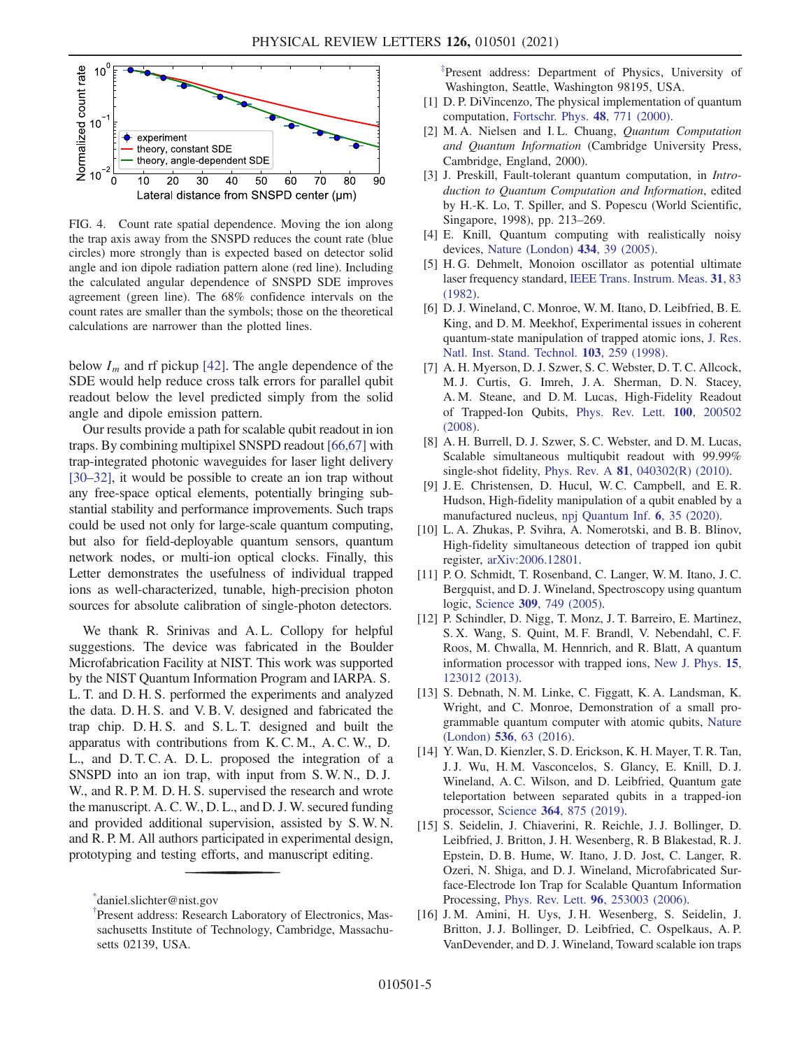FIG. 4. Count rate spatial dependence. Moving the ion along the trap axis away from the SNSPD reduces the count rate (blue circles) more strongly than is expected based on detector solid angle and ion dipole radiation pattern alone (red line). Including the calculated angular dependence of SNSPD SDE improves agreement (green line). The 68% confidence intervals on the count rates are smaller than the symbols; those on the theoretical calculations are narrower than the plotted lines.

below $I_m$ and rf pickup [42]. The angle dependence of the SDE would help reduce cross talk errors for parallel qubit readout below the level predicted simply from the solid angle and dipole emission pattern.

Our results provide a path for scalable qubit readout in ion traps. By combining multipixel SNSPD readout [66,67] with trap-integrated photonic waveguides for laser light delivery [30–32], it would be possible to create an ion trap without any free-space optical elements, potentially bringing substantial stability and performance improvements. Such traps could be used not only for large-scale quantum computing, but also for field-deployable quantum sensors, quantum network nodes, or multi-ion optical clocks. Finally, this Letter demonstrates the usefulness of individual trapped ions as well-characterized, tunable, high-precision photon sources for absolute calibration of single-photon detectors.

We thank R. Srinivas and A. L. Collopy for helpful suggestions. The device was fabricated in the Boulder Microfabrication Facility at NIST. This work was supported by the NIST Quantum Information Program and IARPA. S. L. T. and D. H. S. performed the experiments and analyzed the data. D. H. S. and V. B. V. designed and fabricated the trap chip. D. H. S. and S. L. T. designed and built the apparatus with contributions from K. C. M., A. C. W., D. L., and D. T. C. A. D. L. proposed the integration of a SNSPD into an ion trap, with input from S. W. N., D. J. W., and R. P. M. D. H. S. supervised the research and wrote the manuscript. A. C. W., D. L., and D. J. W. secured funding and provided additional supervision, assisted by S. W. N. and R. P. M. All authors participated in experimental design, prototyping and testing efforts, and manuscript editing.

[*] daniel.slichter@nist.gov

[†] Present address: Research Laboratory of Electronics, Massachusetts Institute of Technology, Cambridge, Massachusetts 02139, USA.

[‡] Present address: Department of Physics, University of Washington, Seattle, Washington 98195, USA.

[1] D. P. DiVincenzo, The physical implementation of quantum computation, Fortschr. Phys. **48**, 771 (2000).

[2] M. A. Nielsen and I. L. Chuang, *Quantum Computation and Quantum Information* (Cambridge University Press, Cambridge, England, 2000).

[3] J. Preskill, Fault-tolerant quantum computation, in *Introduction to Quantum Computation and Information*, edited by H.-K. Lo, T. Spiller, and S. Popescu (World Scientific, Singapore, 1998), pp. 213–269.

[4] E. Knill, Quantum computing with realistically noisy devices, Nature (London) **434**, 39 (2005).

[5] H. G. Dehmelt, Monoion oscillator as potential ultimate laser frequency standard, IEEE Trans. Instrum. Meas. **31**, 83 (1982).

[6] D. J. Wineland, C. Monroe, W. M. Itano, D. Leibfried, B. E. King, and D. M. Meekhof, Experimental issues in coherent quantum-state manipulation of trapped atomic ions, J. Res. Natl. Inst. Stand. Technol. **103**, 259 (1998).

[7] A. H. Myerson, D. J. Szwer, S. C. Webster, D. T. C. Allcock, M. J. Curtis, G. Imreh, J. A. Sherman, D. N. Stacey, A. M. Steane, and D. M. Lucas, High-Fidelity Readout of Trapped-Ion Qubits, Phys. Rev. Lett. **100**, 200502 (2008).

[8] A. H. Burrell, D. J. Szwer, S. C. Webster, and D. M. Lucas, Scalable simultaneous multiqubit readout with 99.99% single-shot fidelity, Phys. Rev. A **81**, 040302(R) (2010).

[9] J. E. Christensen, D. Hucul, W. C. Campbell, and E. R. Hudson, High-fidelity manipulation of a qubit enabled by a manufactured nucleus, npj Quantum Inf. **6**, 35 (2020).

[10] L. A. Zhukas, P. Svihra, A. Nomerotski, and B. B. Blinov, High-fidelity simultaneous detection of trapped ion qubit register, arXiv:2006.12801.

[11] P. O. Schmidt, T. Rosenband, C. Langer, W. M. Itano, J. C. Bergquist, and D. J. Wineland, Spectroscopy using quantum logic, Science **309**, 749 (2005).

[12] P. Schindler, D. Nigg, T. Monz, J. T. Barreiro, E. Martinez, S. X. Wang, S. Quint, M. F. Brandl, V. Nebendahl, C. F. Roos, M. Chwalla, M. Hennrich, and R. Blatt, A quantum information processor with trapped ions, New J. Phys. **15**, 123012 (2013).

[13] S. Debnath, N. M. Linke, C. Figgatt, K. A. Landsman, K. Wright, and C. Monroe, Demonstration of a small programmable quantum computer with atomic qubits, Nature (London) **536**, 63 (2016).

[14] Y. Wan, D. Kienzler, S. D. Erickson, K. H. Mayer, T. R. Tan, J. J. Wu, H. M. Vasconcelos, S. Glancy, E. Knill, D. J. Wineland, A. C. Wilson, and D. Leibfried, Quantum gate teleportation between separated qubits in a trapped-ion processor, Science **364**, 875 (2019).

[15] S. Seidelin, J. Chiaverini, R. Reichle, J. J. Bollinger, D. Leibfried, J. Britton, J. H. Wesenberg, R. B Blakestad, R. J. Epstein, D. B. Hume, W. Itano, J. D. Jost, C. Langer, R. Ozeri, N. Shiga, and D. J. Wineland, Microfabricated Surface-Electrode Ion Trap for Scalable Quantum Information Processing, Phys. Rev. Lett. **96**, 253003 (2006).

[16] J. M. Amini, H. Uys, J. H. Wesenberg, S. Seidelin, J. Britton, J. J. Bollinger, D. Leibfried, C. Ospelkaus, A. P. VanDevender, and D. J. Wineland, Toward scalable ion traps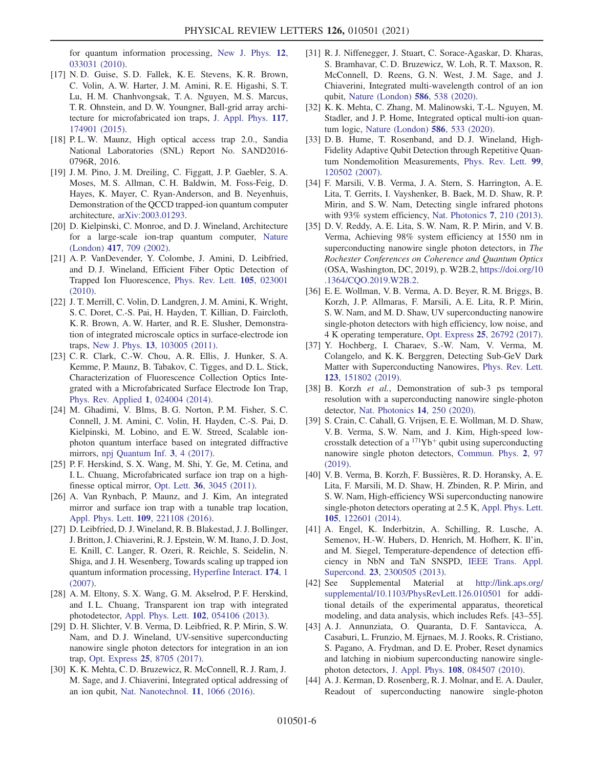for quantum information processing, New J. Phys. **12**, 033031 (2010).

[17] N. D. Guise, S. D. Fallek, K. E. Stevens, K. R. Brown, C. Volin, A. W. Harter, J. M. Amini, R. E. Higashi, S. T. Lu, H. M. Chanhvongsak, T. A. Nguyen, M. S. Marcus, T. R. Ohnstein, and D. W. Youngner, Ball-grid array architecture for microfabricated ion traps, J. Appl. Phys. **117**, 174901 (2015).

[18] P. L. W. Maunz, High optical access trap 2.0., Sandia National Laboratories (SNL) Report No. SAND2016-0796R, 2016.

[19] J. M. Pino, J. M. Dreiling, C. Figgatt, J. P. Gaebler, S. A. Moses, M. S. Allman, C. H. Baldwin, M. Foss-Feig, D. Hayes, K. Mayer, C. Ryan-Anderson, and B. Neyenhuis, Demonstration of the QCCD trapped-ion quantum computer architecture, arXiv:2003.01293.

[20] D. Kielpinski, C. Monroe, and D. J. Wineland, Architecture for a large-scale ion-trap quantum computer, Nature (London) **417**, 709 (2002).

[21] A. P. VanDevender, Y. Colombe, J. Amini, D. Leibfried, and D. J. Wineland, Efficient Fiber Optic Detection of Trapped Ion Fluorescence, Phys. Rev. Lett. **105**, 023001 (2010).

[22] J. T. Merrill, C. Volin, D. Landgren, J. M. Amini, K. Wright, S. C. Doret, C.-S. Pai, H. Hayden, T. Killian, D. Faircloth, K. R. Brown, A. W. Harter, and R. E. Slusher, Demonstration of integrated microscale optics in surface-electrode ion traps, New J. Phys. **13**, 103005 (2011).

[23] C. R. Clark, C.-W. Chou, A. R. Ellis, J. Hunker, S. A. Kemme, P. Maunz, B. Tabakov, C. Tigges, and D. L. Stick, Characterization of Fluorescence Collection Optics Integrated with a Microfabricated Surface Electrode Ion Trap, Phys. Rev. Applied **1**, 024004 (2014).

[24] M. Ghadimi, V. Blms, B. G. Norton, P. M. Fisher, S. C. Connell, J. M. Amini, C. Volin, H. Hayden, C.-S. Pai, D. Kielpinski, M. Lobino, and E. W. Streed, Scalable ion-photon quantum interface based on integrated diffractive mirrors, npj Quantum Inf. **3**, 4 (2017).

[25] P. F. Herskind, S. X. Wang, M. Shi, Y. Ge, M. Cetina, and I. L. Chuang, Microfabricated surface ion trap on a high-finesse optical mirror, Opt. Lett. **36**, 3045 (2011).

[26] A. Van Rynbach, P. Maunz, and J. Kim, An integrated mirror and surface ion trap with a tunable trap location, Appl. Phys. Lett. **109**, 221108 (2016).

[27] D. Leibfried, D. J. Wineland, R. B. Blakestad, J. J. Bollinger, J. Britton, J. Chiaverini, R. J. Epstein, W. M. Itano, J. D. Jost, E. Knill, C. Langer, R. Ozeri, R. Reichle, S. Seidelin, N. Shiga, and J. H. Wesenberg, Towards scaling up trapped ion quantum information processing, Hyperfine Interact. **174**, 1 (2007).

[28] A. M. Eltony, S. X. Wang, G. M. Akselrod, P. F. Herskind, and I. L. Chuang, Transparent ion trap with integrated photodetector, Appl. Phys. Lett. **102**, 054106 (2013).

[29] D. H. Slichter, V. B. Verma, D. Leibfried, R. P. Mirin, S. W. Nam, and D. J. Wineland, UV-sensitive superconducting nanowire single photon detectors for integration in an ion trap, Opt. Express **25**, 8705 (2017).

[30] K. K. Mehta, C. D. Bruzewicz, R. McConnell, R. J. Ram, J. M. Sage, and J. Chiaverini, Integrated optical addressing of an ion qubit, Nat. Nanotechnol. **11**, 1066 (2016).

[31] R. J. Niffenegger, J. Stuart, C. Sorace-Agaskar, D. Kharas, S. Bramhavar, C. D. Bruzewicz, W. Loh, R. T. Maxson, R. McConnell, D. Reens, G. N. West, J. M. Sage, and J. Chiaverini, Integrated multi-wavelength control of an ion qubit, Nature (London) **586**, 538 (2020).

[32] K. K. Mehta, C. Zhang, M. Malinowski, T.-L. Nguyen, M. Stadler, and J. P. Home, Integrated optical multi-ion quantum logic, Nature (London) **586**, 533 (2020).

[33] D. B. Hume, T. Rosenband, and D. J. Wineland, High-Fidelity Adaptive Qubit Detection through Repetitive Quantum Nondemolition Measurements, Phys. Rev. Lett. **99**, 120502 (2007).

[34] F. Marsili, V. B. Verma, J. A. Stern, S. Harrington, A. E. Lita, T. Gerrits, I. Vayshenker, B. Baek, M. D. Shaw, R. P. Mirin, and S. W. Nam, Detecting single infrared photons with 93% system efficiency, Nat. Photonics **7**, 210 (2013).

[35] D. V. Reddy, A. E. Lita, S. W. Nam, R. P. Mirin, and V. B. Verma, Achieving 98% system efficiency at 1550 nm in superconducting nanowire single photon detectors, in *The Rochester Conferences on Coherence and Quantum Optics* (OSA, Washington, DC, 2019), p. W2B.2, https://doi.org/10.1364/CQO.2019.W2B.2.

[36] E. E. Wollman, V. B. Verma, A. D. Beyer, R. M. Briggs, B. Korzh, J. P. Allmaras, F. Marsili, A. E. Lita, R. P. Mirin, S. W. Nam, and M. D. Shaw, UV superconducting nanowire single-photon detectors with high efficiency, low noise, and 4 K operating temperature, Opt. Express **25**, 26792 (2017).

[37] Y. Hochberg, I. Charaev, S.-W. Nam, V. Verma, M. Colangelo, and K. K. Berggren, Detecting Sub-GeV Dark Matter with Superconducting Nanowires, Phys. Rev. Lett. **123**, 151802 (2019).

[38] B. Korzh *et al.*, Demonstration of sub-3 ps temporal resolution with a superconducting nanowire single-photon detector, Nat. Photonics **14**, 250 (2020).

[39] S. Crain, C. Cahall, G. Vrijsen, E. E. Wollman, M. D. Shaw, V. B. Verma, S. W. Nam, and J. Kim, High-speed low-crosstalk detection of a $^{171}Yb^{+}$ qubit using superconducting nanowire single photon detectors, Commun. Phys. **2**, 97 (2019).

[40] V. B. Verma, B. Korzh, F. Bussières, R. D. Horansky, A. E. Lita, F. Marsili, M. D. Shaw, H. Zbinden, R. P. Mirin, and S. W. Nam, High-efficiency WSi superconducting nanowire single-photon detectors operating at 2.5 K, Appl. Phys. Lett. **105**, 122601 (2014).

[41] A. Engel, K. Inderbitzin, A. Schilling, R. Lusche, A. Semenov, H.-W. Hubers, D. Henrich, M. Hofherr, K. Il'in, and M. Siegel, Temperature-dependence of detection efficiency in NbN and TaN SNSPD, IEEE Trans. Appl. Supercond. **23**, 2300505 (2013).

[42] See Supplemental Material at http://link.aps.org/supplemental/10.1103/PhysRevLett.126.010501 for additional details of the experimental apparatus, theoretical modeling, and data analysis, which includes Refs. [43–55].

[43] A. J. Annunziata, O. Quaranta, D. F. Santavicca, A. Casaburi, L. Frunzio, M. Ejrnaes, M. J. Rooks, R. Cristiano, S. Pagano, A. Frydman, and D. E. Prober, Reset dynamics and latching in niobium superconducting nanowire single-photon detectors, J. Appl. Phys. **108**, 084507 (2010).

[44] A. J. Kerman, D. Rosenberg, R. J. Molnar, and E. A. Dauler, Readout of superconducting nanowire single-photon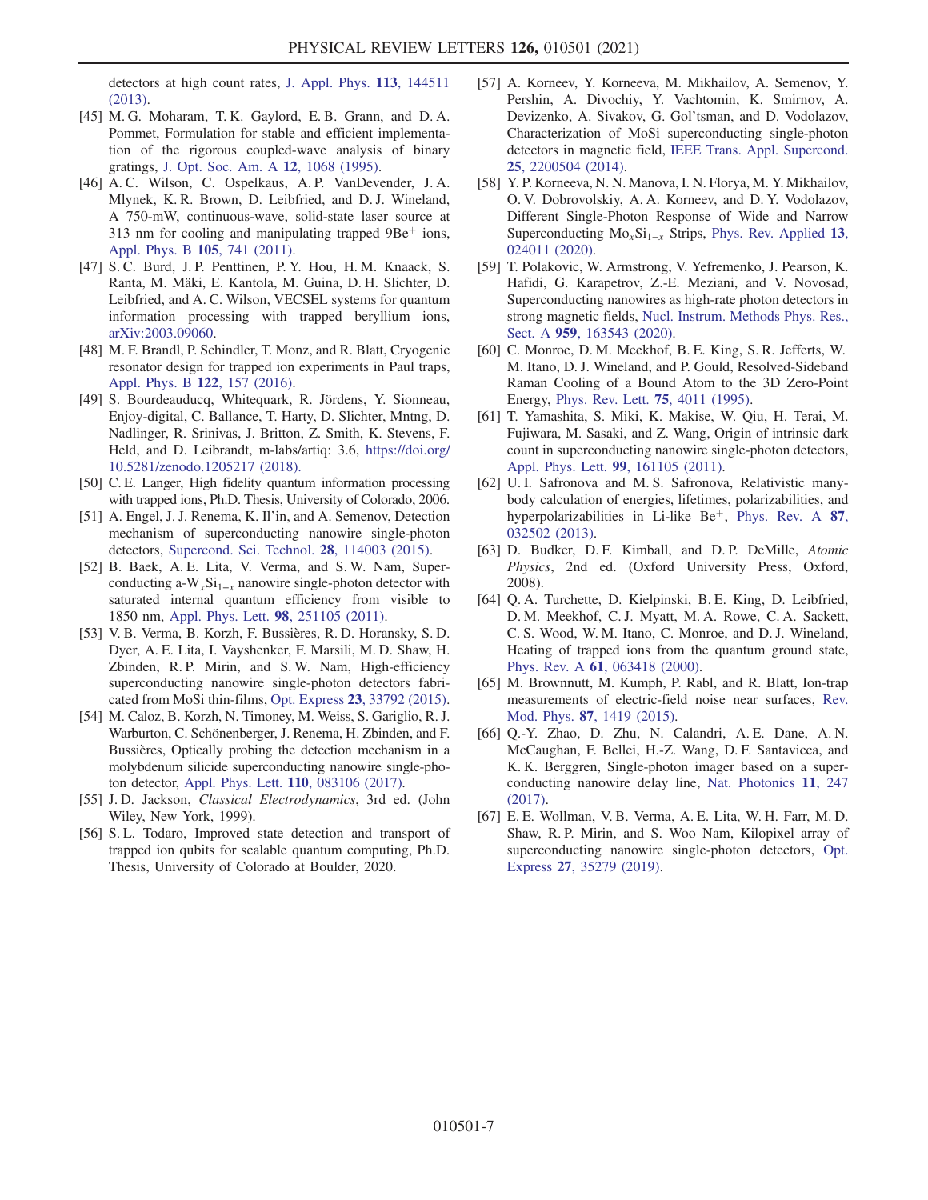detectors at high count rates, J. Appl. Phys. **113**, 144511 (2013).

[45] M. G. Moharam, T. K. Gaylord, E. B. Grann, and D. A. Pommet, Formulation for stable and efficient implementation of the rigorous coupled-wave analysis of binary gratings, J. Opt. Soc. Am. A **12**, 1068 (1995).

[46] A. C. Wilson, C. Ospelkaus, A. P. VanDevender, J. A. Mlynek, K. R. Brown, D. Leibfried, and D. J. Wineland, A 750-mW, continuous-wave, solid-state laser source at 313 nm for cooling and manipulating trapped $9Be^+$ ions, Appl. Phys. B **105**, 741 (2011).

[47] S. C. Burd, J. P. Penttinen, P. Y. Hou, H. M. Knaack, S. Ranta, M. Mäki, E. Kantola, M. Guina, D. H. Slichter, D. Leibfried, and A. C. Wilson, VECSEL systems for quantum information processing with trapped beryllium ions, arXiv:2003.09060.

[48] M. F. Brandl, P. Schindler, T. Monz, and R. Blatt, Cryogenic resonator design for trapped ion experiments in Paul traps, Appl. Phys. B **122**, 157 (2016).

[49] S. Bourdeauducq, Whitequark, R. Jördens, Y. Sionneau, Enjoy-digital, C. Ballance, T. Harty, D. Slichter, Mntng, D. Nadlinger, R. Srinivas, J. Britton, Z. Smith, K. Stevens, F. Held, and D. Leibrandt, m-labs/artiq: 3.6, https://doi.org/10.5281/zenodo.1205217 (2018).

[50] C. E. Langer, High fidelity quantum information processing with trapped ions, Ph.D. Thesis, University of Colorado, 2006.

[51] A. Engel, J. J. Renema, K. Il'in, and A. Semenov, Detection mechanism of superconducting nanowire single-photon detectors, Supercond. Sci. Technol. **28**, 114003 (2015).

[52] B. Baek, A. E. Lita, V. Verma, and S. W. Nam, Superconducting a-$W_xSi_{1-x}$ nanowire single-photon detector with saturated internal quantum efficiency from visible to 1850 nm, Appl. Phys. Lett. **98**, 251105 (2011).

[53] V. B. Verma, B. Korzh, F. Bussières, R. D. Horansky, S. D. Dyer, A. E. Lita, I. Vayshenker, F. Marsili, M. D. Shaw, H. Zbinden, R. P. Mirin, and S. W. Nam, High-efficiency superconducting nanowire single-photon detectors fabricated from MoSi thin-films, Opt. Express **23**, 33792 (2015).

[54] M. Caloz, B. Korzh, N. Timoney, M. Weiss, S. Gariglio, R. J. Warburton, C. Schönenberger, J. Renema, H. Zbinden, and F. Bussières, Optically probing the detection mechanism in a molybdenum silicide superconducting nanowire single-photon detector, Appl. Phys. Lett. **110**, 083106 (2017).

[55] J. D. Jackson, *Classical Electrodynamics*, 3rd ed. (John Wiley, New York, 1999).

[56] S. L. Todaro, Improved state detection and transport of trapped ion qubits for scalable quantum computing, Ph.D. Thesis, University of Colorado at Boulder, 2020.

[57] A. Korneev, Y. Korneeva, M. Mikhailov, A. Semenov, Y. Pershin, A. Divochiy, Y. Vachtomin, K. Smirnov, A. Devizenko, A. Sivakov, G. Gol'tsman, and D. Vodolazov, Characterization of MoSi superconducting single-photon detectors in magnetic field, IEEE Trans. Appl. Supercond. **25**, 2200504 (2014).

[58] Y. P. Korneeva, N. N. Manova, I. N. Florya, M. Y. Mikhailov, O. V. Dobrovolskiy, A. A. Korneev, and D. Y. Vodolazov, Different Single-Photon Response of Wide and Narrow Superconducting $Mo_xSi_{1-x}$ Strips, Phys. Rev. Applied **13**, 024011 (2020).

[59] T. Polakovic, W. Armstrong, V. Yefremenko, J. Pearson, K. Hafidi, G. Karapetrov, Z.-E. Meziani, and V. Novosad, Superconducting nanowires as high-rate photon detectors in strong magnetic fields, Nucl. Instrum. Methods Phys. Res., Sect. A **959**, 163543 (2020).

[60] C. Monroe, D. M. Meekhof, B. E. King, S. R. Jefferts, W. M. Itano, D. J. Wineland, and P. Gould, Resolved-Sideband Raman Cooling of a Bound Atom to the 3D Zero-Point Energy, Phys. Rev. Lett. **75**, 4011 (1995).

[61] T. Yamashita, S. Miki, K. Makise, W. Qiu, H. Terai, M. Fujiwara, M. Sasaki, and Z. Wang, Origin of intrinsic dark count in superconducting nanowire single-photon detectors, Appl. Phys. Lett. **99**, 161105 (2011).

[62] U. I. Safronova and M. S. Safronova, Relativistic many-body calculation of energies, lifetimes, polarizabilities, and hyperpolarizabilities in Li-like $Be^+$, Phys. Rev. A **87**, 032502 (2013).

[63] D. Budker, D. F. Kimball, and D. P. DeMille, *Atomic Physics*, 2nd ed. (Oxford University Press, Oxford, 2008).

[64] Q. A. Turchette, D. Kielpinski, B. E. King, D. Leibfried, D. M. Meekhof, C. J. Myatt, M. A. Rowe, C. A. Sackett, C. S. Wood, W. M. Itano, C. Monroe, and D. J. Wineland, Heating of trapped ions from the quantum ground state, Phys. Rev. A **61**, 063418 (2000).

[65] M. Brownnutt, M. Kumph, P. Rabl, and R. Blatt, Ion-trap measurements of electric-field noise near surfaces, Rev. Mod. Phys. **87**, 1419 (2015).

[66] Q.-Y. Zhao, D. Zhu, N. Calandri, A. E. Dane, A. N. McCaughan, F. Bellei, H.-Z. Wang, D. F. Santavicca, and K. K. Berggren, Single-photon imager based on a superconducting nanowire delay line, Nat. Photonics **11**, 247 (2017).

[67] E. E. Wollman, V. B. Verma, A. E. Lita, W. H. Farr, M. D. Shaw, R. P. Mirin, and S. Woo Nam, Kilopixel array of superconducting nanowire single-photon detectors, Opt. Express **27**, 35279 (2019).